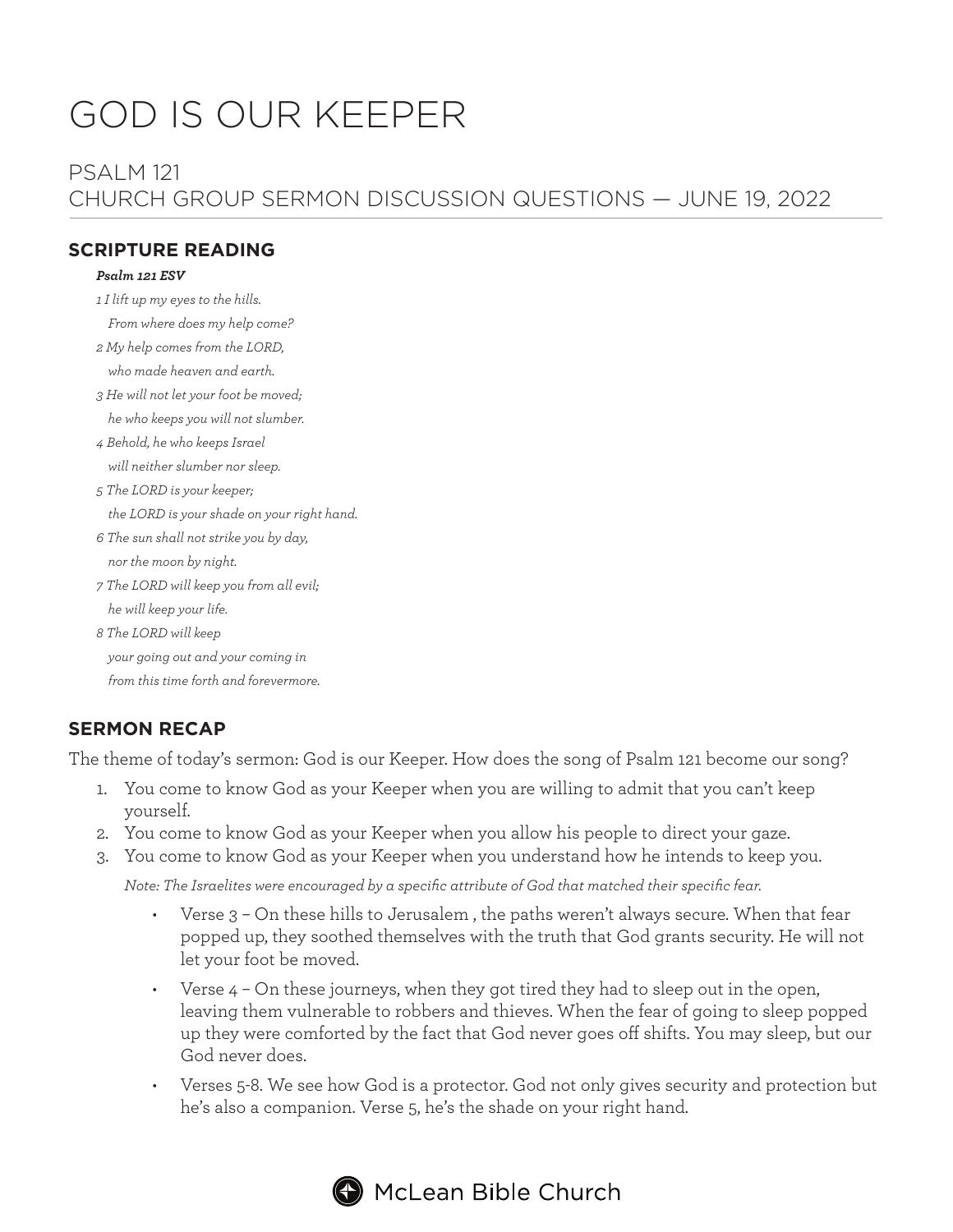# GOD IS OUR KEEPER

## PSALM 121
## CHURCH GROUP SERMON DISCUSSION QUESTIONS — JUNE 19, 2022

### SCRIPTURE READING

***Psalm 121 ESV***

*1 I lift up my eyes to the hills.*
*From where does my help come?*
*2 My help comes from the LORD,*
*who made heaven and earth.*
*3 He will not let your foot be moved;*
*he who keeps you will not slumber.*
*4 Behold, he who keeps Israel*
*will neither slumber nor sleep.*
*5 The LORD is your keeper;*
*the LORD is your shade on your right hand.*
*6 The sun shall not strike you by day,*
*nor the moon by night.*
*7 The LORD will keep you from all evil;*
*he will keep your life.*
*8 The LORD will keep*
*your going out and your coming in*
*from this time forth and forevermore.*

### SERMON RECAP

The theme of today's sermon: God is our Keeper. How does the song of Psalm 121 become our song?

1. You come to know God as your Keeper when you are willing to admit that you can't keep yourself.
2. You come to know God as your Keeper when you allow his people to direct your gaze.
3. You come to know God as your Keeper when you understand how he intends to keep you.

   *Note: The Israelites were encouraged by a specific attribute of God that matched their specific fear.*

   - Verse 3 – On these hills to Jerusalem , the paths weren't always secure. When that fear popped up, they soothed themselves with the truth that God grants security. He will not let your foot be moved.
   - Verse 4 – On these journeys, when they got tired they had to sleep out in the open, leaving them vulnerable to robbers and thieves. When the fear of going to sleep popped up they were comforted by the fact that God never goes off shifts. You may sleep, but our God never does.
   - Verses 5-8. We see how God is a protector. God not only gives security and protection but he's also a companion. Verse 5, he's the shade on your right hand.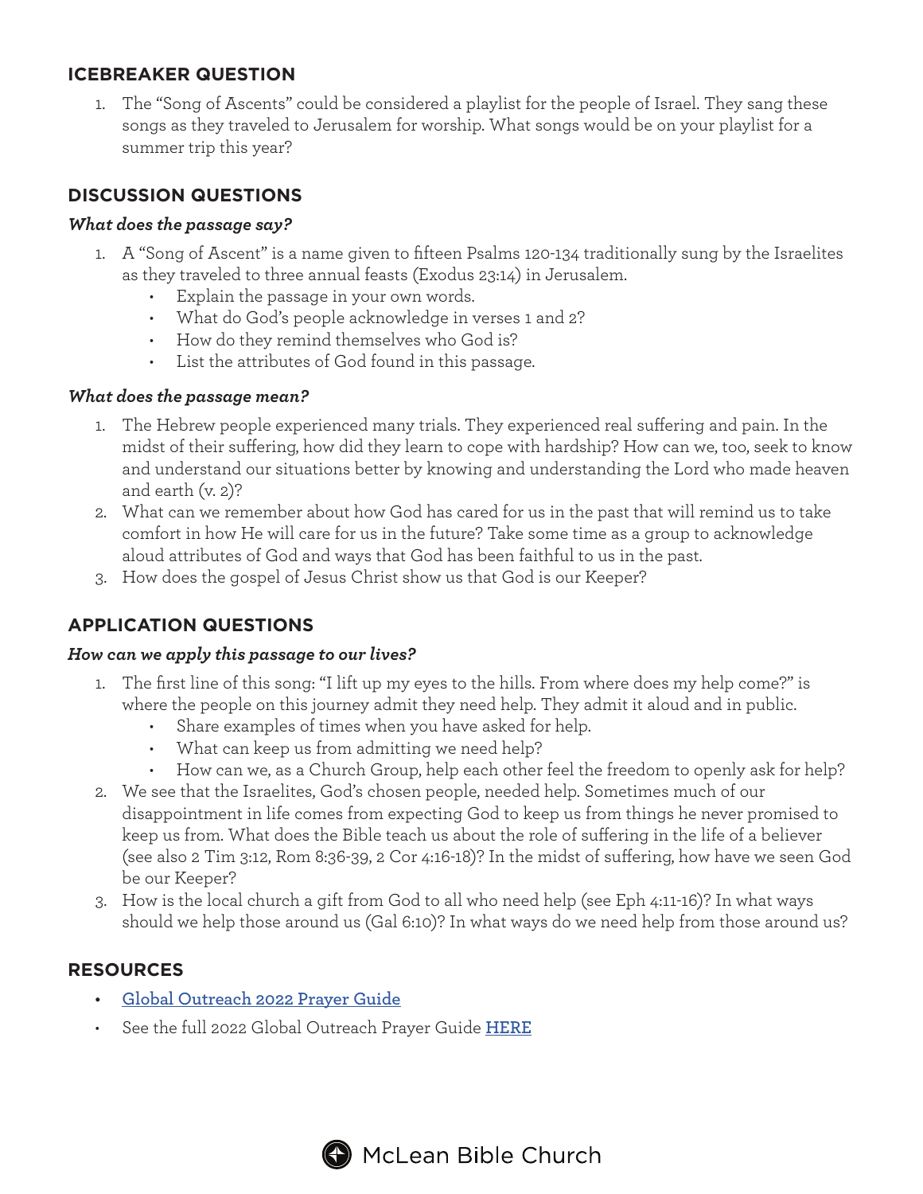## ICEBREAKER QUESTION

1. The "Song of Ascents" could be considered a playlist for the people of Israel. They sang these songs as they traveled to Jerusalem for worship. What songs would be on your playlist for a summer trip this year?

## DISCUSSION QUESTIONS

### *What does the passage say?*

1. A "Song of Ascent" is a name given to fifteen Psalms 120-134 traditionally sung by the Israelites as they traveled to three annual feasts (Exodus 23:14) in Jerusalem.
   - Explain the passage in your own words.
   - What do God's people acknowledge in verses 1 and 2?
   - How do they remind themselves who God is?
   - List the attributes of God found in this passage.

### *What does the passage mean?*

1. The Hebrew people experienced many trials. They experienced real suffering and pain. In the midst of their suffering, how did they learn to cope with hardship? How can we, too, seek to know and understand our situations better by knowing and understanding the Lord who made heaven and earth (v. 2)?
2. What can we remember about how God has cared for us in the past that will remind us to take comfort in how He will care for us in the future? Take some time as a group to acknowledge aloud attributes of God and ways that God has been faithful to us in the past.
3. How does the gospel of Jesus Christ show us that God is our Keeper?

## APPLICATION QUESTIONS

### *How can we apply this passage to our lives?*

1. The first line of this song: "I lift up my eyes to the hills. From where does my help come?" is where the people on this journey admit they need help. They admit it aloud and in public.
   - Share examples of times when you have asked for help.
   - What can keep us from admitting we need help?
   - How can we, as a Church Group, help each other feel the freedom to openly ask for help?
2. We see that the Israelites, God's chosen people, needed help. Sometimes much of our disappointment in life comes from expecting God to keep us from things he never promised to keep us from. What does the Bible teach us about the role of suffering in the life of a believer (see also 2 Tim 3:12, Rom 8:36-39, 2 Cor 4:16-18)? In the midst of suffering, how have we seen God be our Keeper?
3. How is the local church a gift from God to all who need help (see Eph 4:11-16)? In what ways should we help those around us (Gal 6:10)? In what ways do we need help from those around us?

## RESOURCES

- Global Outreach 2022 Prayer Guide
- See the full 2022 Global Outreach Prayer Guide HERE